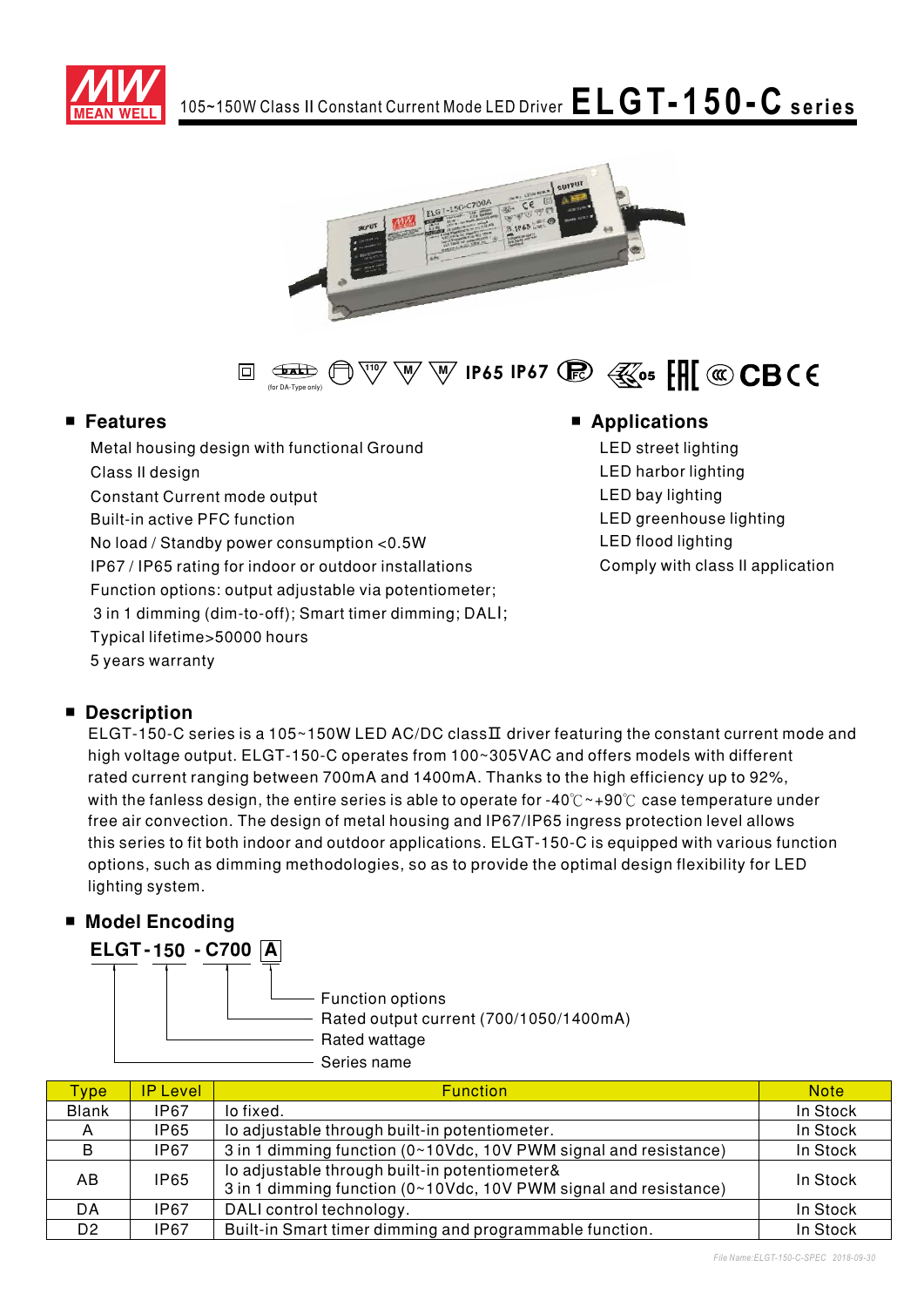# 105~150W Class II Constant Current Mode LED Driver **ELGT-150-C series**

IP65 IP67

(for DA-Type only)

## ■ Features

- Metal housing design with functional Ground
- Class II design
- Constant Current mode output
- Built-in active PFC function
- No load / Standby power consumption <0.5W
- IP67 / IP65 rating for indoor or outdoor installations
- Function options: output adjustable via potentiometer; 3 in 1 dimming (dim-to-off); Smart timer dimming; DALI;
- Typical lifetime>50000 hours
- 5 years warranty

## ■ Applications

- LED street lighting
- LED harbor lighting
- LED bay lighting
- LED greenhouse lighting
- LED flood lighting
- Comply with class II application

## ■ Description

ELGT-150-C series is a 105~150W LED AC/DC classII driver featuring the constant current mode and high voltage output. ELGT-150-C operates from 100~305VAC and offers models with different rated current ranging between 700mA and 1400mA. Thanks to the high efficiency up to 92%, with the fanless design, the entire series is able to operate for -40℃~+90℃ case temperature under free air convection. The design of metal housing and IP67/IP65 ingress protection level allows this series to fit both indoor and outdoor applications. ELGT-150-C is equipped with various function options, such as dimming methodologies, so as to provide the optimal design flexibility for LED lighting system.

## ■ Model Encoding

**ELGT-150 - C700 A**

- A: Function options
- C700: Rated output current (700/1050/1400mA)
- 150: Rated wattage
- ELGT: Series name

| Type | IP Level | Function | Note |
|---|---|---|---|
| Blank | IP67 | Io fixed. | In Stock |
| A | IP65 | Io adjustable through built-in potentiometer. | In Stock |
| B | IP67 | 3 in 1 dimming function (0~10Vdc, 10V PWM signal and resistance) | In Stock |
| AB | IP65 | Io adjustable through built-in potentiometer& 3 in 1 dimming function (0~10Vdc, 10V PWM signal and resistance) | In Stock |
| DA | IP67 | DALI control technology. | In Stock |
| D2 | IP67 | Built-in Smart timer dimming and programmable function. | In Stock |

File Name:ELGT-150-C-SPEC 2018-09-30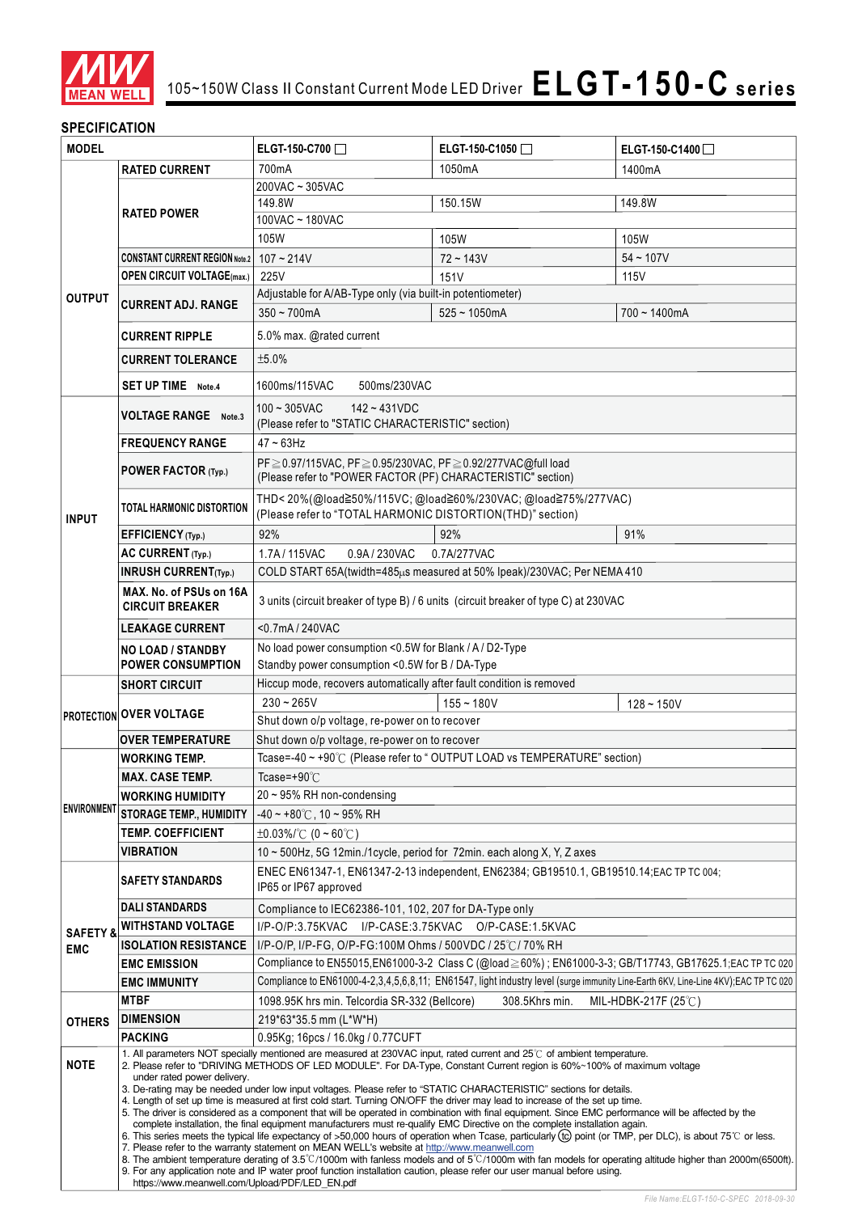# 105~150W Class II Constant Current Mode LED Driver ELGT-150-C series

## SPECIFICATION

| MODEL | | ELGT-150-C700 ☐ | ELGT-150-C1050 ☐ | ELGT-150-C1400 ☐ |
|---|---|---|---|---|
| OUTPUT | RATED CURRENT | 700mA | 1050mA | 1400mA |
| | RATED POWER | 200VAC ~ 305VAC | | |
| | | 149.8W | 150.15W | 149.8W |
| | | 100VAC ~ 180VAC | | |
| | | 105W | 105W | 105W |
| | CONSTANT CURRENT REGION Note.2 | 107 ~ 214V | 72 ~ 143V | 54 ~ 107V |
| | OPEN CIRCUIT VOLTAGE(max.) | 225V | 151V | 115V |
| | CURRENT ADJ. RANGE | Adjustable for A/AB-Type only (via built-in potentiometer) | | |
| | | 350 ~ 700mA | 525 ~ 1050mA | 700 ~ 1400mA |
| | CURRENT RIPPLE | 5.0% max. @rated current | | |
| | CURRENT TOLERANCE | ±5.0% | | |
| | SET UP TIME Note.4 | 1600ms/115VAC 500ms/230VAC | | |
| INPUT | VOLTAGE RANGE Note.3 | 100 ~ 305VAC 142 ~ 431VDC (Please refer to "STATIC CHARACTERISTIC" section) | | |
| | FREQUENCY RANGE | 47 ~ 63Hz | | |
| | POWER FACTOR (Typ.) | PF≧0.97/115VAC, PF≧0.95/230VAC, PF≧0.92/277VAC@full load (Please refer to "POWER FACTOR (PF) CHARACTERISTIC" section) | | |
| | TOTAL HARMONIC DISTORTION | THD< 20%(@load≧50%/115VC; @load≧60%/230VAC; @load≧75%/277VAC) (Please refer to "TOTAL HARMONIC DISTORTION(THD)" section) | | |
| | EFFICIENCY (Typ.) | 92% | 92% | 91% |
| | AC CURRENT (Typ.) | 1.7A / 115VAC 0.9A / 230VAC 0.7A/277VAC | | |
| | INRUSH CURRENT(Typ.) | COLD START 65A(twidth=485μs measured at 50% Ipeak)/230VAC; Per NEMA 410 | | |
| | MAX. No. of PSUs on 16A CIRCUIT BREAKER | 3 units (circuit breaker of type B) / 6 units (circuit breaker of type C) at 230VAC | | |
| | LEAKAGE CURRENT | <0.7mA / 240VAC | | |
| | NO LOAD / STANDBY POWER CONSUMPTION | No load power consumption <0.5W for Blank / A / D2-Type<br>Standby power consumption <0.5W for B / DA-Type | | |
| PROTECTION | SHORT CIRCUIT | Hiccup mode, recovers automatically after fault condition is removed | | |
| | OVER VOLTAGE | 230 ~ 265V | 155 ~ 180V | 128 ~ 150V |
| | | Shut down o/p voltage, re-power on to recover | | |
| | OVER TEMPERATURE | Shut down o/p voltage, re-power on to recover | | |
| ENVIRONMENT | WORKING TEMP. | Tcase=-40 ~ +90℃ (Please refer to " OUTPUT LOAD vs TEMPERATURE" section) | | |
| | MAX. CASE TEMP. | Tcase=+90℃ | | |
| | WORKING HUMIDITY | 20 ~ 95% RH non-condensing | | |
| | STORAGE TEMP., HUMIDITY | -40 ~ +80℃, 10 ~ 95% RH | | |
| | TEMP. COEFFICIENT | ±0.03%/℃ (0 ~ 60℃) | | |
| | VIBRATION | 10 ~ 500Hz, 5G 12min./1cycle, period for 72min. each along X, Y, Z axes | | |
| SAFETY & EMC | SAFETY STANDARDS | ENEC EN61347-1, EN61347-2-13 independent, EN62384; GB19510.1, GB19510.14;EAC TP TC 004; IP65 or IP67 approved | | |
| | DALI STANDARDS | Compliance to IEC62386-101, 102, 207 for DA-Type only | | |
| | WITHSTAND VOLTAGE | I/P-O/P:3.75KVAC I/P-CASE:3.75KVAC O/P-CASE:1.5KVAC | | |
| | ISOLATION RESISTANCE | I/P-O/P, I/P-FG, O/P-FG:100M Ohms / 500VDC / 25℃/ 70% RH | | |
| | EMC EMISSION | Compliance to EN55015,EN61000-3-2 Class C (@load≧60%) ; EN61000-3-3; GB/T17743, GB17625.1;EAC TP TC 020 | | |
| | EMC IMMUNITY | Compliance to EN61000-4-2,3,4,5,6,8,11; EN61547, light industry level (surge immunity Line-Earth 6KV, Line-Line 4KV);EAC TP TC 020 | | |
| OTHERS | MTBF | 1098.95K hrs min. Telcordia SR-332 (Bellcore) 308.5Khrs min. MIL-HDBK-217F (25℃) | | |
| | DIMENSION | 219*63*35.5 mm (L*W*H) | | |
| | PACKING | 0.95Kg; 16pcs / 16.0kg / 0.77CUFT | | |

**NOTE**

1. All parameters NOT specially mentioned are measured at 230VAC input, rated current and 25℃ of ambient temperature.
2. Please refer to "DRIVING METHODS OF LED MODULE". For DA-Type, Constant Current region is 60%~100% of maximum voltage under rated power delivery.
3. De-rating may be needed under low input voltages. Please refer to "STATIC CHARACTERISTIC" sections for details.
4. Length of set up time is measured at first cold start. Turning ON/OFF the driver may lead to increase of the set up time.
5. The driver is considered as a component that will be operated in combination with final equipment. Since EMC performance will be affected by the complete installation, the final equipment manufacturers must re-qualify EMC Directive on the complete installation again.
6. This series meets the typical life expectancy of >50,000 hours of operation when Tcase, particularly (tc) point (or TMP, per DLC), is about 75℃ or less.
7. Please refer to the warranty statement on MEAN WELL's website at http://www.meanwell.com
8. The ambient temperature derating of 3.5℃/1000m with fanless models and of 5℃/1000m with fan models for operating altitude higher than 2000m(6500ft).
9. For any application note and IP water proof function installation caution, please refer our user manual before using. https://www.meanwell.com/Upload/PDF/LED_EN.pdf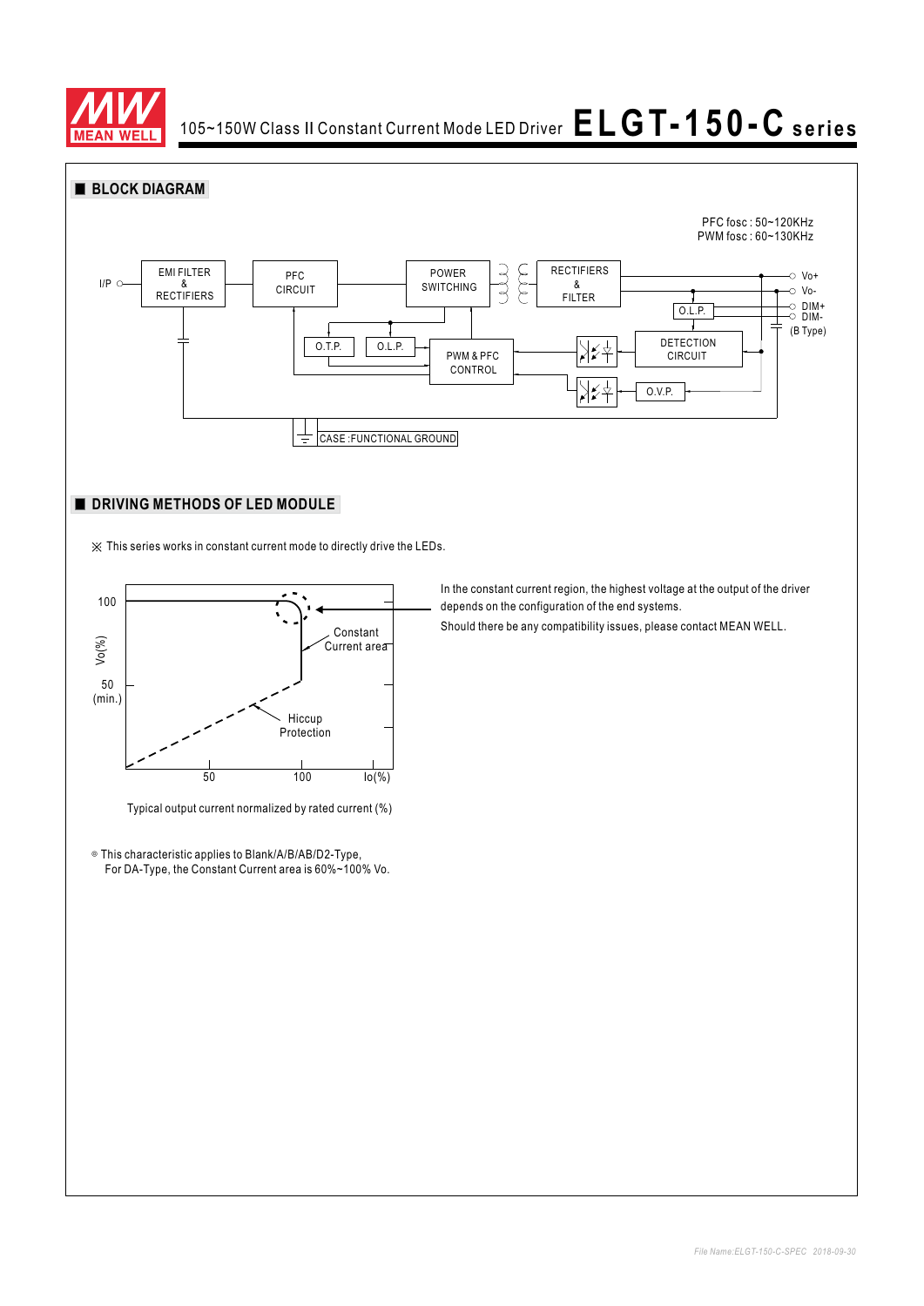# 105~150W Class II Constant Current Mode LED Driver ELGT-150-C series

## BLOCK DIAGRAM

PFC fosc : 50~120KHz
PWM fosc : 60~130KHz

I/P — EMI FILTER & RECTIFIERS — PFC CIRCUIT — POWER SWITCHING — RECTIFIERS & FILTER — Vo+ / Vo-

O.L.P. — DIM+ / DIM- (B Type)

O.T.P. — O.L.P. — PWM & PFC CONTROL — DETECTION CIRCUIT — O.V.P.

CASE :FUNCTIONAL GROUND

## DRIVING METHODS OF LED MODULE

※ This series works in constant current mode to directly drive the LEDs.

Vo(%): 100, 50 (min.)

Io(%): 50, 100

Constant Current area

Hiccup Protection

Typical output current normalized by rated current (%)

In the constant current region, the highest voltage at the output of the driver depends on the configuration of the end systems.

Should there be any compatibility issues, please contact MEAN WELL.

◎ This characteristic applies to Blank/A/B/AB/D2-Type,
For DA-Type, the Constant Current area is 60%~100% Vo.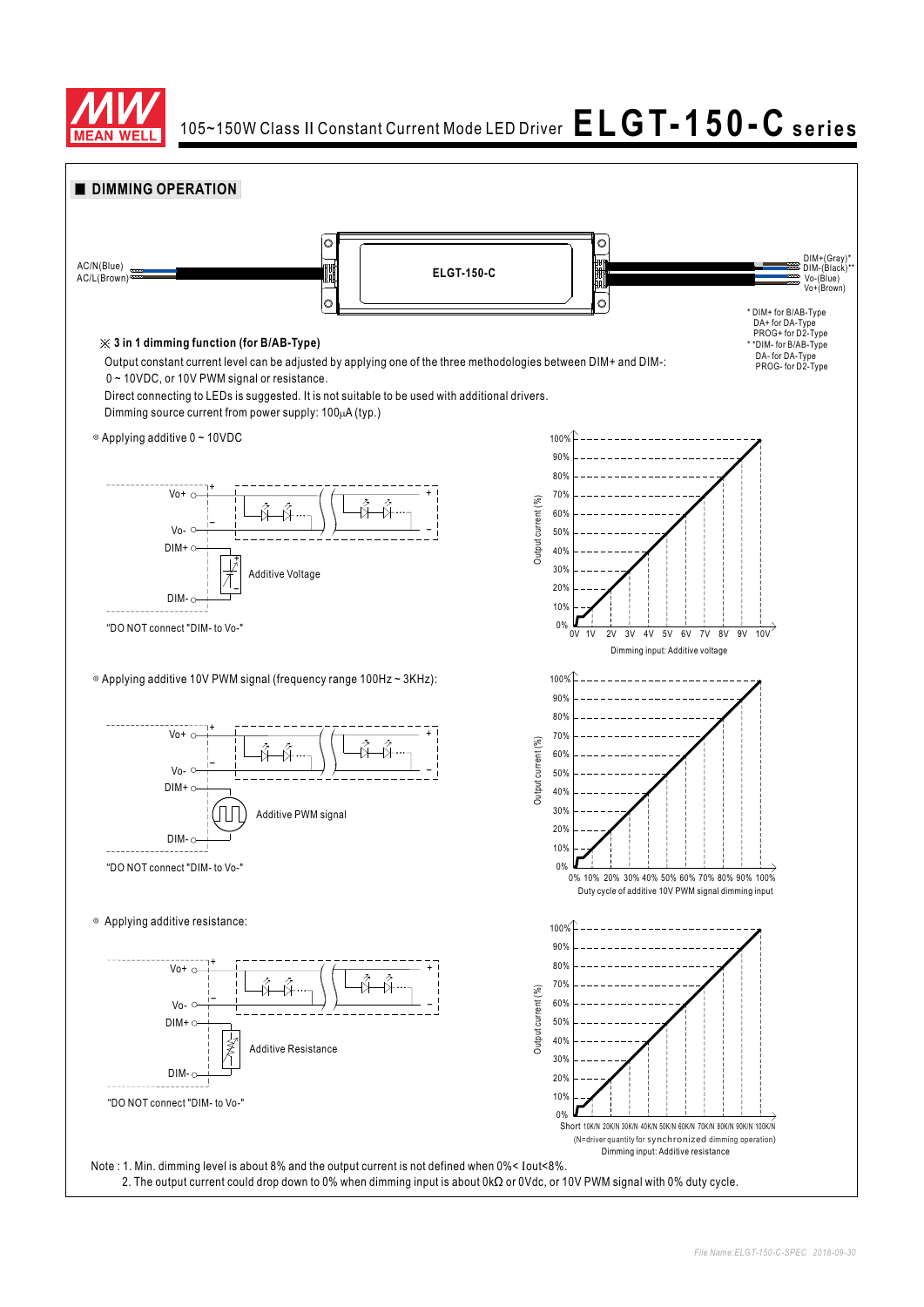## DIMMING OPERATION

AC/N(Blue)
AC/L(Brown)

ELGT-150-C

DIM+(Gray)*
DIM-(Black)**
Vo-(Blue)
Vo+(Brown)

\* DIM+ for B/AB-Type
DA+ for DA-Type
PROG+ for D2-Type
\*\*DIM- for B/AB-Type
DA- for DA-Type
PROG- for D2-Type

### ※ 3 in 1 dimming function (for B/AB-Type)

Output constant current level can be adjusted by applying one of the three methodologies between DIM+ and DIM-:
0 ~ 10VDC, or 10V PWM signal or resistance.
Direct connecting to LEDs is suggested. It is not suitable to be used with additional drivers.
Dimming source current from power supply: 100μA (typ.)

◎ Applying additive 0 ~ 10VDC

Vo+, Vo-, DIM+, DIM-
Additive Voltage

"DO NOT connect "DIM- to Vo-"

Output current (%): 0% – 100%
Dimming input: Additive voltage (0V 1V 2V 3V 4V 5V 6V 7V 8V 9V 10V)

◎ Applying additive 10V PWM signal (frequency range 100Hz ~ 3KHz):

Vo+, Vo-, DIM+, DIM-
Additive PWM signal

"DO NOT connect "DIM- to Vo-"

Output current (%): 0% – 100%
Duty cycle of additive 10V PWM signal dimming input (0% 10% 20% 30% 40% 50% 60% 70% 80% 90% 100%)

◎ Applying additive resistance:

Vo+, Vo-, DIM+, DIM-
Additive Resistance

"DO NOT connect "DIM- to Vo-"

Output current (%): 0% – 100%
Short 10K/N 20K/N 30K/N 40K/N 50K/N 60K/N 70K/N 80K/N 90K/N 100K/N
(N=driver quantity for synchronized dimming operation)
Dimming input: Additive resistance

Note : 1. Min. dimming level is about 8% and the output current is not defined when 0%< Iout<8%.
2. The output current could drop down to 0% when dimming input is about 0kΩ or 0Vdc, or 10V PWM signal with 0% duty cycle.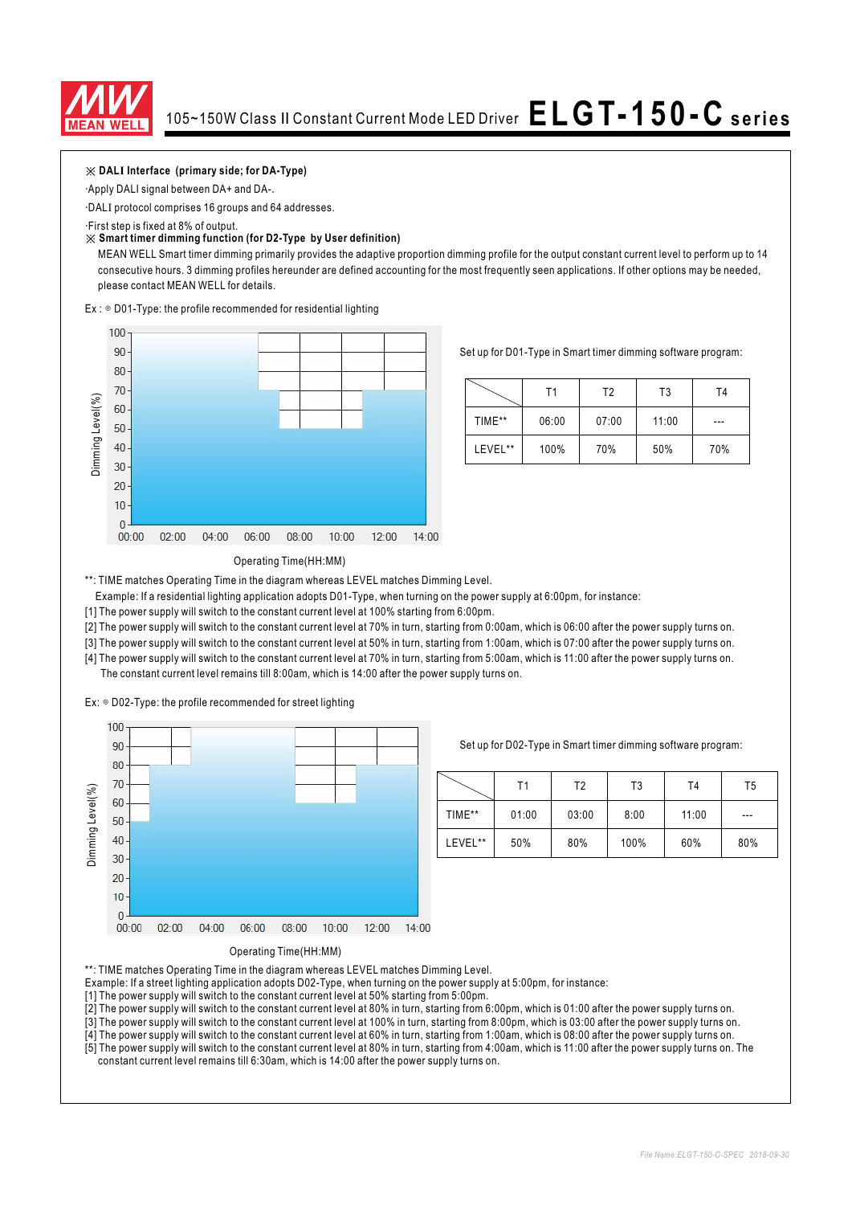# 105~150W Class II Constant Current Mode LED Driver ELGT-150-C series

※ **DALI Interface (primary side; for DA-Type)**

·Apply DALI signal between DA+ and DA-.

·DALI protocol comprises 16 groups and 64 addresses.

·First step is fixed at 8% of output.

※ **Smart timer dimming function (for D2-Type by User definition)**

MEAN WELL Smart timer dimming primarily provides the adaptive proportion dimming profile for the output constant current level to perform up to 14 consecutive hours. 3 dimming profiles hereunder are defined accounting for the most frequently seen applications. If other options may be needed, please contact MEAN WELL for details.

Ex : ◎ D01-Type: the profile recommended for residential lighting

Set up for D01-Type in Smart timer dimming software program:

| | T1 | T2 | T3 | T4 |
|---|---|---|---|---|
| TIME** | 06:00 | 07:00 | 11:00 | --- |
| LEVEL** | 100% | 70% | 50% | 70% |

**: TIME matches Operating Time in the diagram whereas LEVEL matches Dimming Level.

Example: If a residential lighting application adopts D01-Type, when turning on the power supply at 6:00pm, for instance:

[1] The power supply will switch to the constant current level at 100% starting from 6:00pm.

[2] The power supply will switch to the constant current level at 70% in turn, starting from 0:00am, which is 06:00 after the power supply turns on.

[3] The power supply will switch to the constant current level at 50% in turn, starting from 1:00am, which is 07:00 after the power supply turns on.

[4] The power supply will switch to the constant current level at 70% in turn, starting from 5:00am, which is 11:00 after the power supply turns on. The constant current level remains till 8:00am, which is 14:00 after the power supply turns on.

Ex: ◎ D02-Type: the profile recommended for street lighting

Set up for D02-Type in Smart timer dimming software program:

| | T1 | T2 | T3 | T4 | T5 |
|---|---|---|---|---|---|
| TIME** | 01:00 | 03:00 | 8:00 | 11:00 | --- |
| LEVEL** | 50% | 80% | 100% | 60% | 80% |

**: TIME matches Operating Time in the diagram whereas LEVEL matches Dimming Level.

Example: If a street lighting application adopts D02-Type, when turning on the power supply at 5:00pm, for instance:

[1] The power supply will switch to the constant current level at 50% starting from 5:00pm.

[2] The power supply will switch to the constant current level at 80% in turn, starting from 6:00pm, which is 01:00 after the power supply turns on.

[3] The power supply will switch to the constant current level at 100% in turn, starting from 8:00pm, which is 03:00 after the power supply turns on.

[4] The power supply will switch to the constant current level at 60% in turn, starting from 1:00am, which is 08:00 after the power supply turns on.

[5] The power supply will switch to the constant current level at 80% in turn, starting from 4:00am, which is 11:00 after the power supply turns on. The constant current level remains till 6:30am, which is 14:00 after the power supply turns on.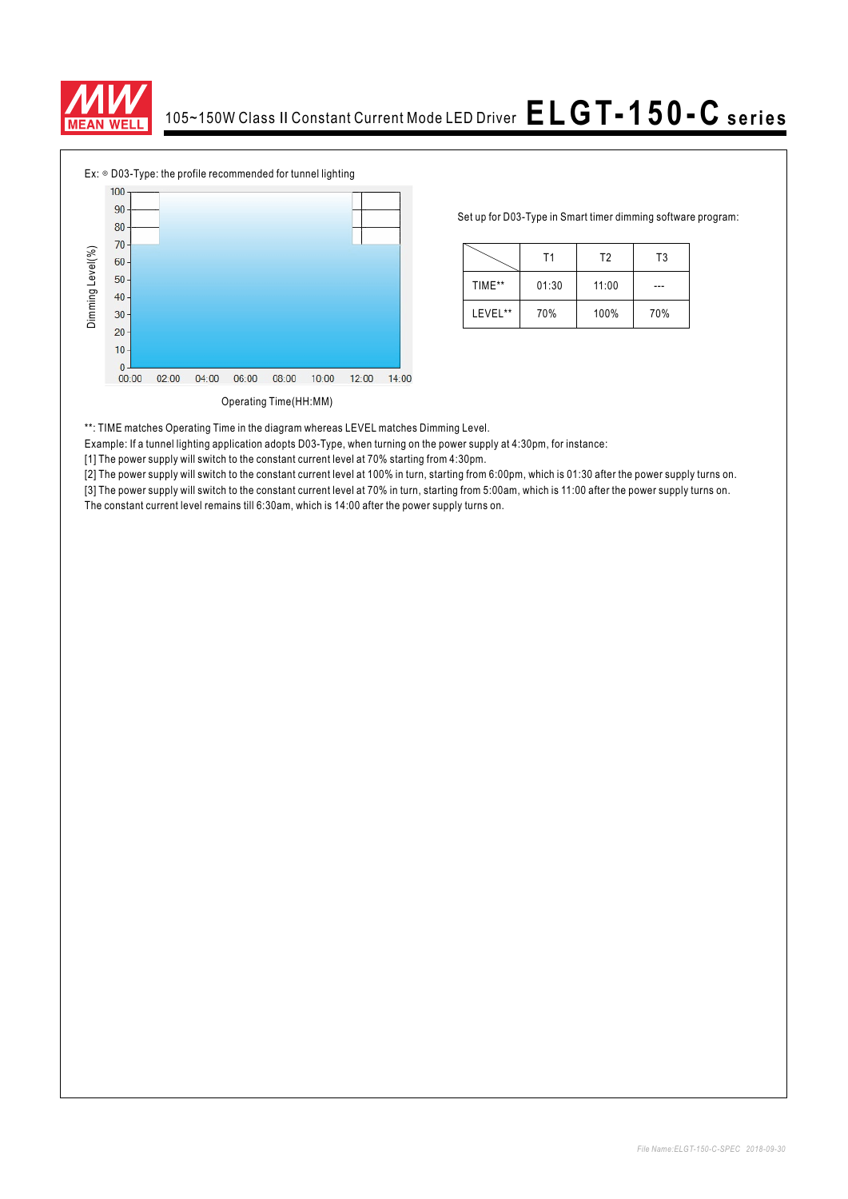Ex: ◎ D03-Type: the profile recommended for tunnel lighting

Dimming Level(%)

100
90
80
70
60
50
40
30
20
10
0

00:00 02:00 04:00 06:00 08:00 10:00 12:00 14:00

Operating Time(HH:MM)

Set up for D03-Type in Smart timer dimming software program:

| | T1 | T2 | T3 |
|---|---|---|---|
| TIME** | 01:30 | 11:00 | --- |
| LEVEL** | 70% | 100% | 70% |

**: TIME matches Operating Time in the diagram whereas LEVEL matches Dimming Level.

Example: If a tunnel lighting application adopts D03-Type, when turning on the power supply at 4:30pm, for instance:

[1] The power supply will switch to the constant current level at 70% starting from 4:30pm.

[2] The power supply will switch to the constant current level at 100% in turn, starting from 6:00pm, which is 01:30 after the power supply turns on.

[3] The power supply will switch to the constant current level at 70% in turn, starting from 5:00am, which is 11:00 after the power supply turns on.

The constant current level remains till 6:30am, which is 14:00 after the power supply turns on.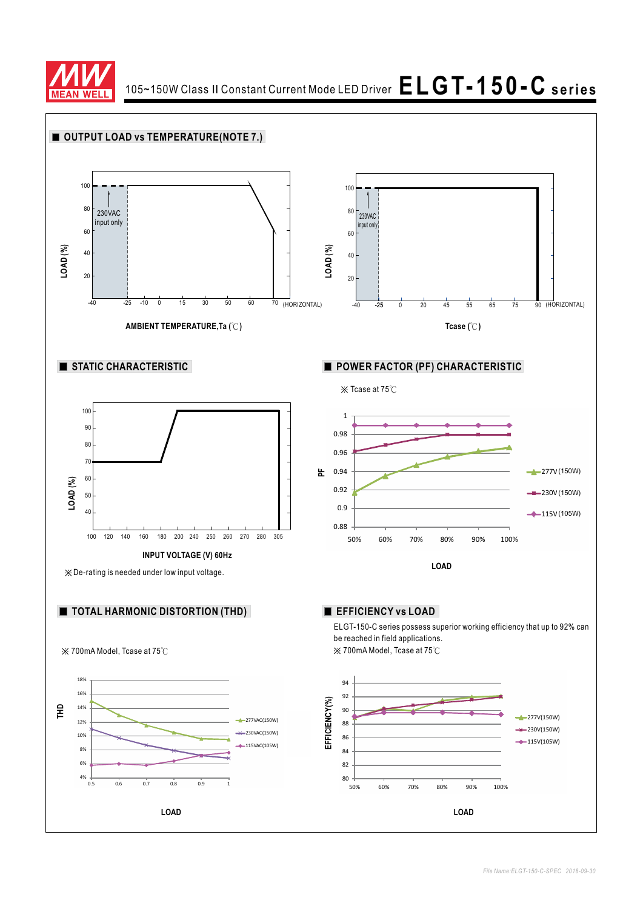## OUTPUT LOAD vs TEMPERATURE(NOTE 7.)

LOAD (%)

100, 80, 60, 40, 20

230VAC input only

-40 -25 -10 0 15 30 50 60 70 (HORIZONTAL)

AMBIENT TEMPERATURE,Ta (℃)

LOAD (%)

100, 80, 60, 40, 20

230VAC input only

-40 -25 0 20 45 55 65 75 90 (HORIZONTAL)

Tcase (℃)

## STATIC CHARACTERISTIC

LOAD (%)

100, 90, 80, 70, 60, 50, 40

100 120 140 160 180 200 240 250 260 270 280 305

INPUT VOLTAGE (V) 60Hz

※De-rating is needed under low input voltage.

## POWER FACTOR (PF) CHARACTERISTIC

※ Tcase at 75℃

PF

1, 0.98, 0.96, 0.94, 0.92, 0.9, 0.88

50% 60% 70% 80% 90% 100%

LOAD

277V (150W)

230V (150W)

115V (105W)

## TOTAL HARMONIC DISTORTION (THD)

※ 700mA Model, Tcase at 75℃

THD

18%, 16%, 14%, 12%, 10%, 8%, 6%, 4%

0.5 0.6 0.7 0.8 0.9 1

LOAD

277VAC(150W)

230VAC(150W)

115VAC(105W)

## EFFICIENCY vs LOAD

ELGT-150-C series possess superior working efficiency that up to 92% can be reached in field applications.

※ 700mA Model, Tcase at 75℃

EFFICIENCY(%)

94, 92, 90, 88, 86, 84, 82, 80

50% 60% 70% 80% 90% 100%

LOAD

277V(150W)

230V(150W)

115V(105W)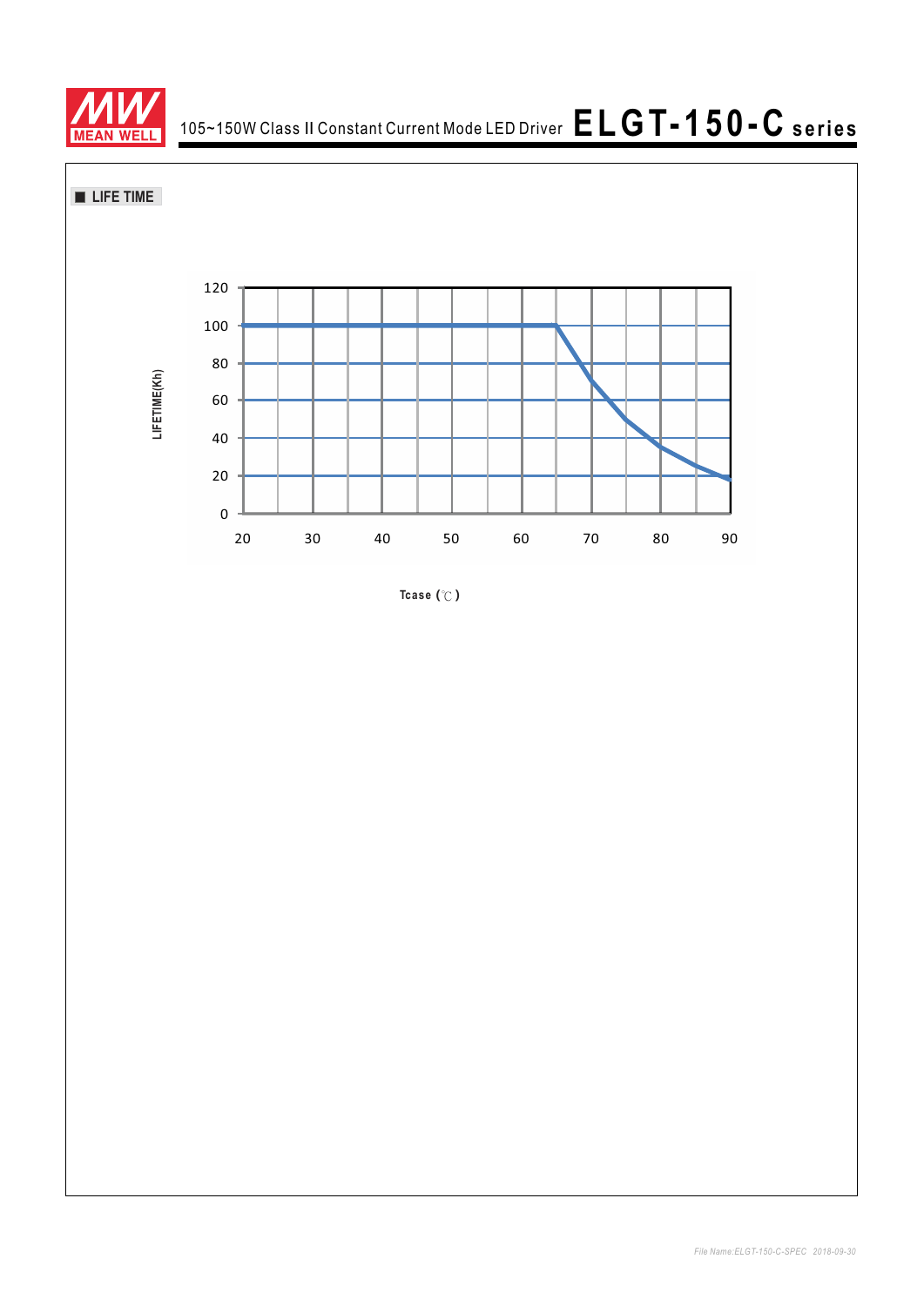## ■ LIFE TIME

LIFETIME(Kh)

120
100
80
60
40
20
0

20 30 40 50 60 70 80 90

Tcase (℃)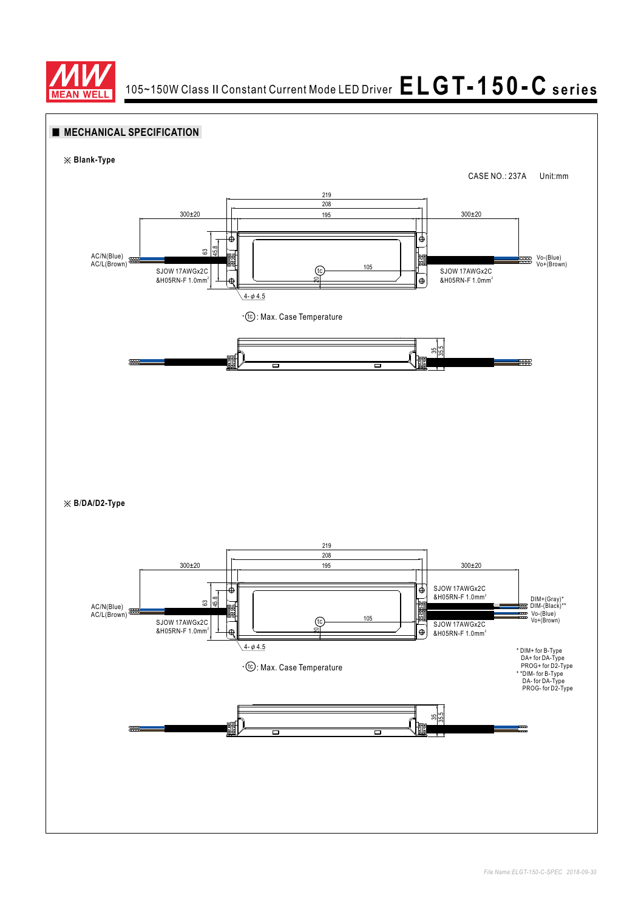## MECHANICAL SPECIFICATION

※ **Blank-Type**

CASE NO.: 237A Unit:mm

219

208

300±20 195 300±20

AC/N(Blue)
AC/L(Brown)

63 45.8

SJOW 17AWGx2C
&H05RN-F 1.0mm²

tc 105

20

SJOW 17AWGx2C
&H05RN-F 1.0mm²

Vo-(Blue)
Vo+(Brown)

4-φ4.5

·(tc): Max. Case Temperature

35 35.5

※ **B/DA/D2-Type**

219

208

300±20 195 300±20

AC/N(Blue)
AC/L(Brown)

63 45.8

SJOW 17AWGx2C
&H05RN-F 1.0mm²

tc 105

20

SJOW 17AWGx2C
&H05RN-F 1.0mm²

SJOW 17AWGx2C
&H05RN-F 1.0mm²

DIM+(Gray)*
DIM-(Black)**
Vo-(Blue)
Vo+(Brown)

4-φ4.5

·(tc): Max. Case Temperature

* DIM+ for B-Type
DA+ for DA-Type
PROG+ for D2-Type

** DIM- for B-Type
DA- for DA-Type
PROG- for D2-Type

35 35.5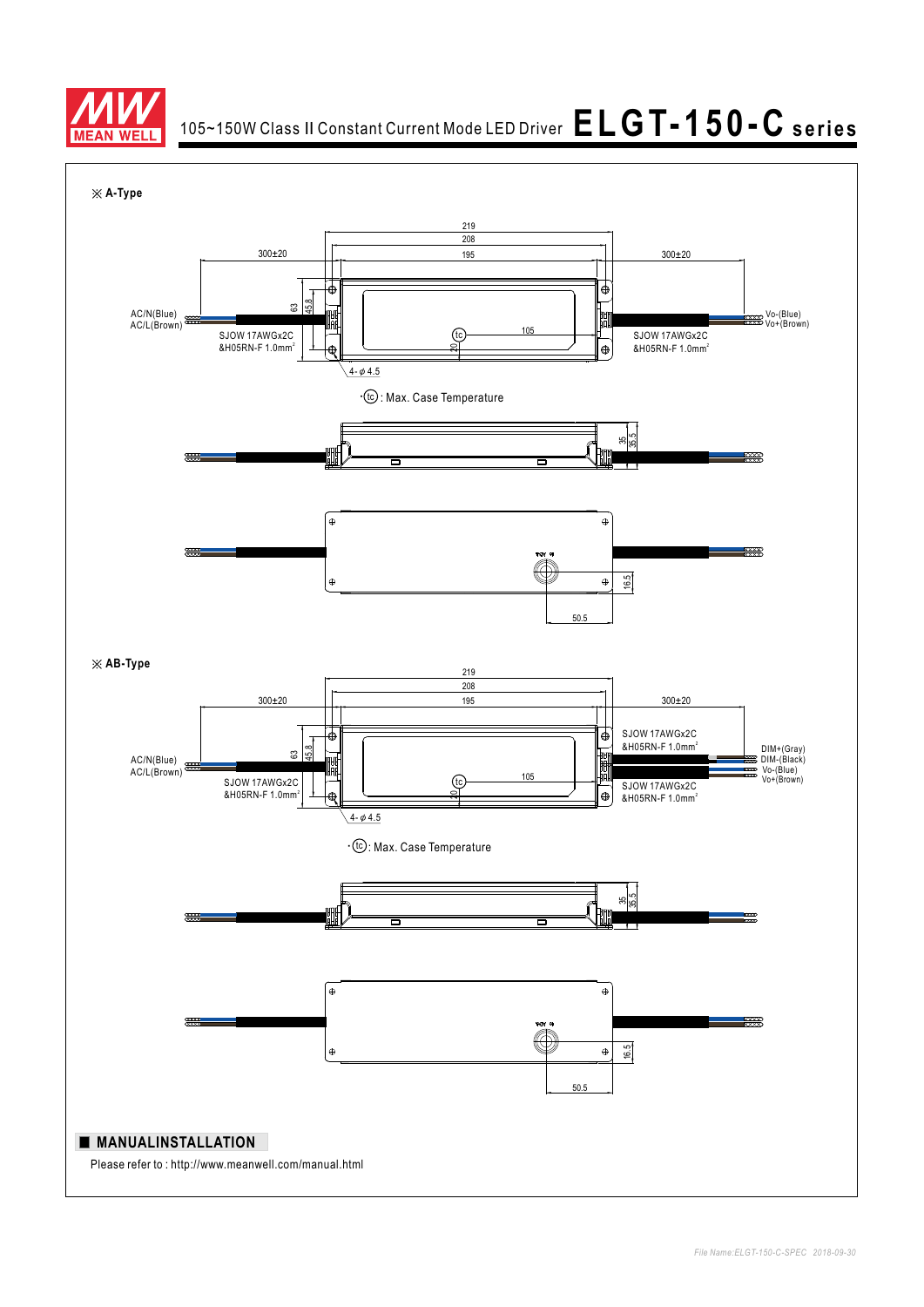※ A-Type

219
208
195
300±20
300±20
63
45.8
AC/N(Blue)
AC/L(Brown)
SJOW 17AWGx2C
&H05RN-F 1.0mm²
tc
105
20
SJOW 17AWGx2C
&H05RN-F 1.0mm²
Vo-(Blue)
Vo+(Brown)
4-φ4.5

·(tc): Max. Case Temperature

35
35.5

16.5
50.5

※ AB-Type

219
208
195
300±20
300±20
63
45.8
AC/N(Blue)
AC/L(Brown)
SJOW 17AWGx2C
&H05RN-F 1.0mm²
tc
105
20
SJOW 17AWGx2C
&H05RN-F 1.0mm²
SJOW 17AWGx2C
&H05RN-F 1.0mm²
DIM+(Gray)
DIM-(Black)
Vo-(Blue)
Vo+(Brown)
4-φ4.5

·(tc): Max. Case Temperature

35
35.5

16.5
50.5

## MANUALINSTALLATION

Please refer to : http://www.meanwell.com/manual.html